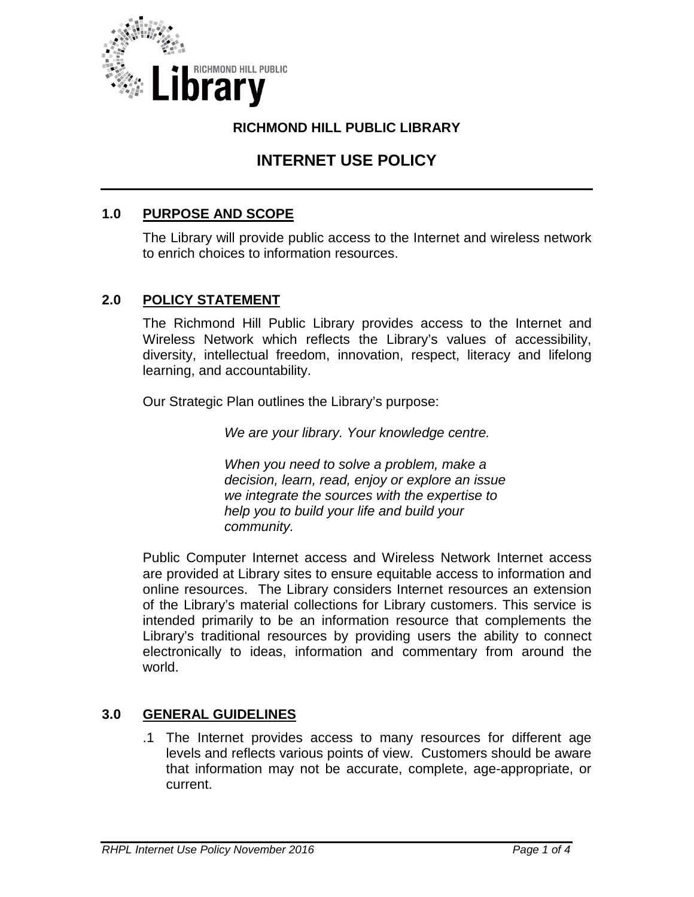# RICHMOND HILL PUBLIC LIBRARY

## INTERNET USE POLICY

### 1.0 PURPOSE AND SCOPE

The Library will provide public access to the Internet and wireless network to enrich choices to information resources.

### 2.0 POLICY STATEMENT

The Richmond Hill Public Library provides access to the Internet and Wireless Network which reflects the Library's values of accessibility, diversity, intellectual freedom, innovation, respect, literacy and lifelong learning, and accountability.

Our Strategic Plan outlines the Library's purpose:

> *We are your library. Your knowledge centre.*
>
> *When you need to solve a problem, make a decision, learn, read, enjoy or explore an issue we integrate the sources with the expertise to help you to build your life and build your community.*

Public Computer Internet access and Wireless Network Internet access are provided at Library sites to ensure equitable access to information and online resources. The Library considers Internet resources an extension of the Library's material collections for Library customers. This service is intended primarily to be an information resource that complements the Library's traditional resources by providing users the ability to connect electronically to ideas, information and commentary from around the world.

### 3.0 GENERAL GUIDELINES

.1 The Internet provides access to many resources for different age levels and reflects various points of view. Customers should be aware that information may not be accurate, complete, age-appropriate, or current.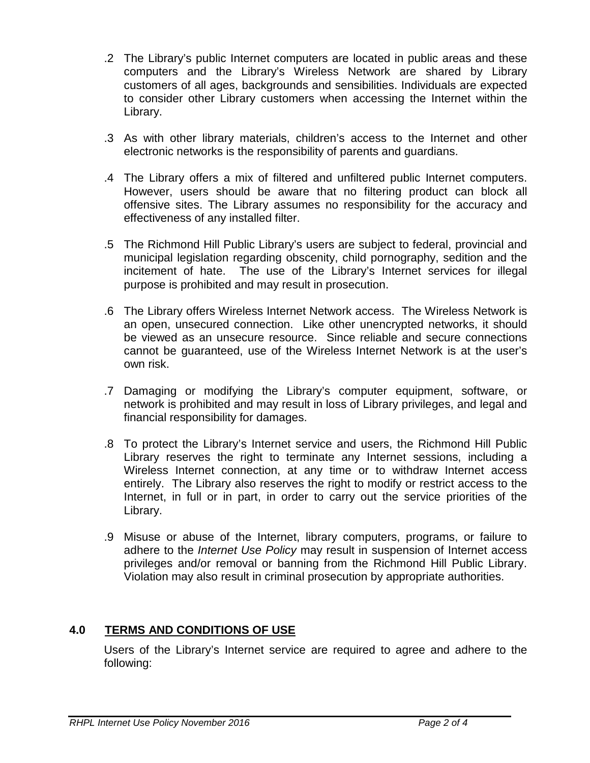.2 The Library's public Internet computers are located in public areas and these computers and the Library's Wireless Network are shared by Library customers of all ages, backgrounds and sensibilities. Individuals are expected to consider other Library customers when accessing the Internet within the Library.

.3 As with other library materials, children's access to the Internet and other electronic networks is the responsibility of parents and guardians.

.4 The Library offers a mix of filtered and unfiltered public Internet computers. However, users should be aware that no filtering product can block all offensive sites. The Library assumes no responsibility for the accuracy and effectiveness of any installed filter.

.5 The Richmond Hill Public Library's users are subject to federal, provincial and municipal legislation regarding obscenity, child pornography, sedition and the incitement of hate. The use of the Library's Internet services for illegal purpose is prohibited and may result in prosecution.

.6 The Library offers Wireless Internet Network access. The Wireless Network is an open, unsecured connection. Like other unencrypted networks, it should be viewed as an unsecure resource. Since reliable and secure connections cannot be guaranteed, use of the Wireless Internet Network is at the user's own risk.

.7 Damaging or modifying the Library's computer equipment, software, or network is prohibited and may result in loss of Library privileges, and legal and financial responsibility for damages.

.8 To protect the Library's Internet service and users, the Richmond Hill Public Library reserves the right to terminate any Internet sessions, including a Wireless Internet connection, at any time or to withdraw Internet access entirely. The Library also reserves the right to modify or restrict access to the Internet, in full or in part, in order to carry out the service priorities of the Library.

.9 Misuse or abuse of the Internet, library computers, programs, or failure to adhere to the *Internet Use Policy* may result in suspension of Internet access privileges and/or removal or banning from the Richmond Hill Public Library. Violation may also result in criminal prosecution by appropriate authorities.

## 4.0 TERMS AND CONDITIONS OF USE

Users of the Library's Internet service are required to agree and adhere to the following: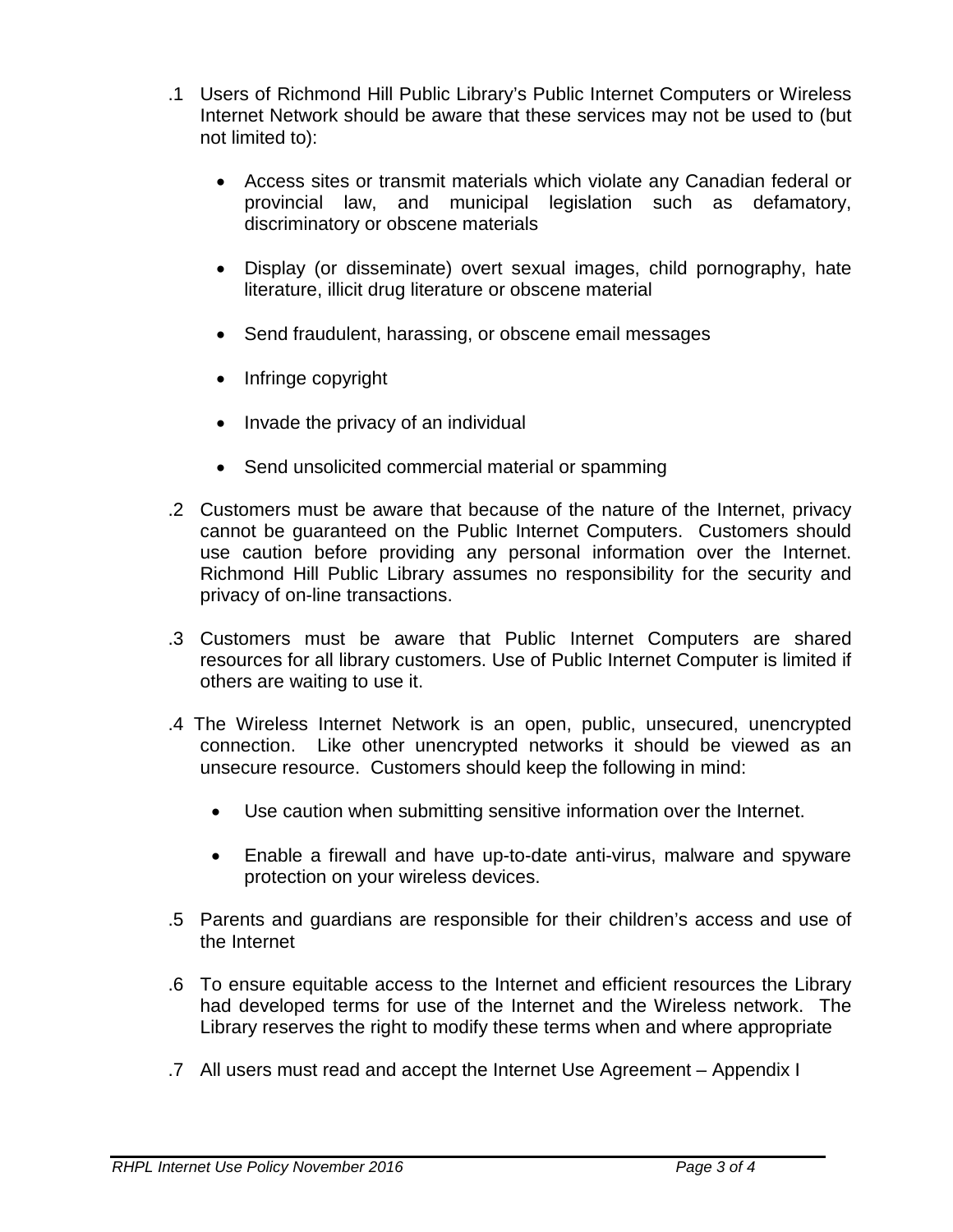.1 Users of Richmond Hill Public Library's Public Internet Computers or Wireless Internet Network should be aware that these services may not be used to (but not limited to):

- Access sites or transmit materials which violate any Canadian federal or provincial law, and municipal legislation such as defamatory, discriminatory or obscene materials
- Display (or disseminate) overt sexual images, child pornography, hate literature, illicit drug literature or obscene material
- Send fraudulent, harassing, or obscene email messages
- Infringe copyright
- Invade the privacy of an individual
- Send unsolicited commercial material or spamming

.2 Customers must be aware that because of the nature of the Internet, privacy cannot be guaranteed on the Public Internet Computers. Customers should use caution before providing any personal information over the Internet. Richmond Hill Public Library assumes no responsibility for the security and privacy of on-line transactions.

.3 Customers must be aware that Public Internet Computers are shared resources for all library customers. Use of Public Internet Computer is limited if others are waiting to use it.

.4 The Wireless Internet Network is an open, public, unsecured, unencrypted connection. Like other unencrypted networks it should be viewed as an unsecure resource. Customers should keep the following in mind:

- Use caution when submitting sensitive information over the Internet.
- Enable a firewall and have up-to-date anti-virus, malware and spyware protection on your wireless devices.

.5 Parents and guardians are responsible for their children's access and use of the Internet

.6 To ensure equitable access to the Internet and efficient resources the Library had developed terms for use of the Internet and the Wireless network. The Library reserves the right to modify these terms when and where appropriate

.7 All users must read and accept the Internet Use Agreement – Appendix I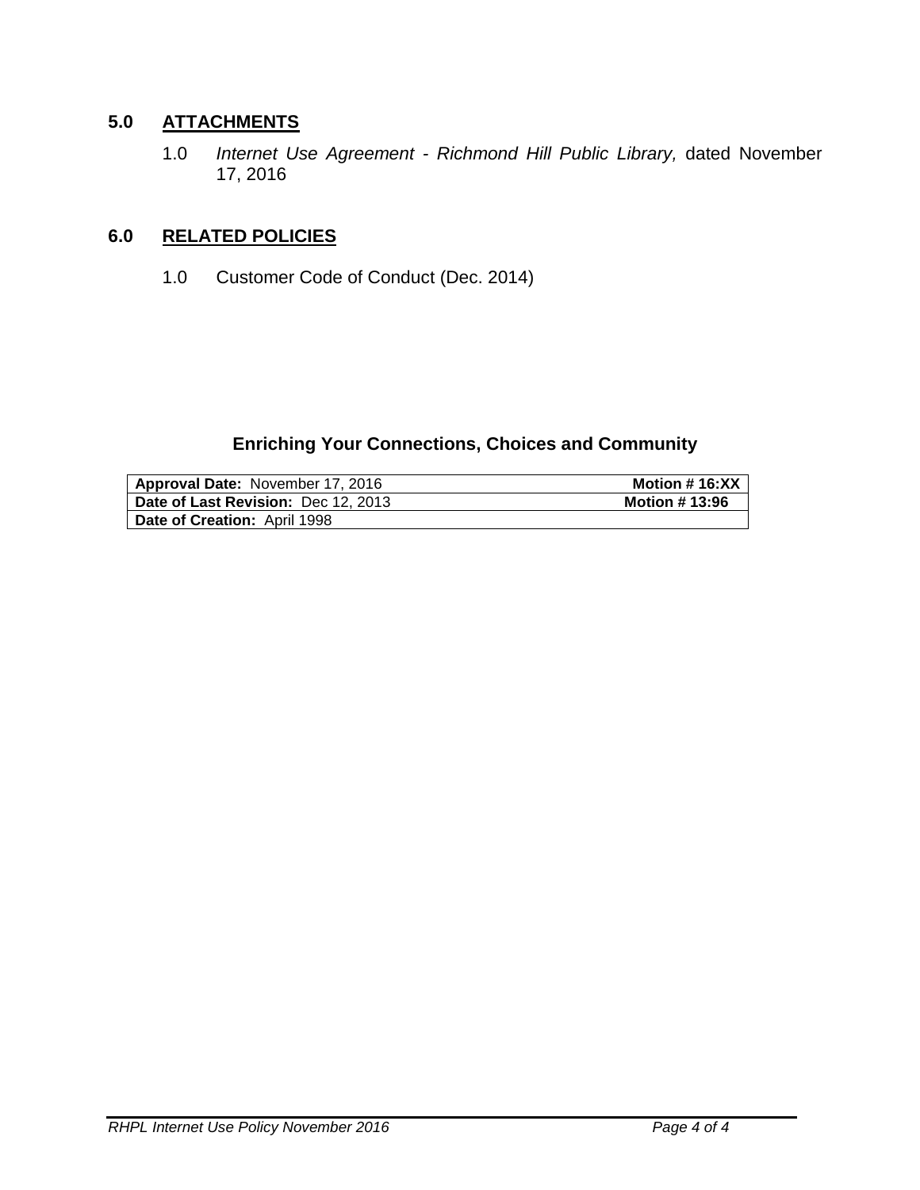## 5.0 ATTACHMENTS

1.0 *Internet Use Agreement - Richmond Hill Public Library,* dated November 17, 2016

## 6.0 RELATED POLICIES

1.0 Customer Code of Conduct (Dec. 2014)

**Enriching Your Connections, Choices and Community**

| | |
|---|---|
| **Approval Date:** November 17, 2016 | **Motion # 16:XX** |
| **Date of Last Revision:** Dec 12, 2013 | **Motion # 13:96** |
| **Date of Creation:** April 1998 | |